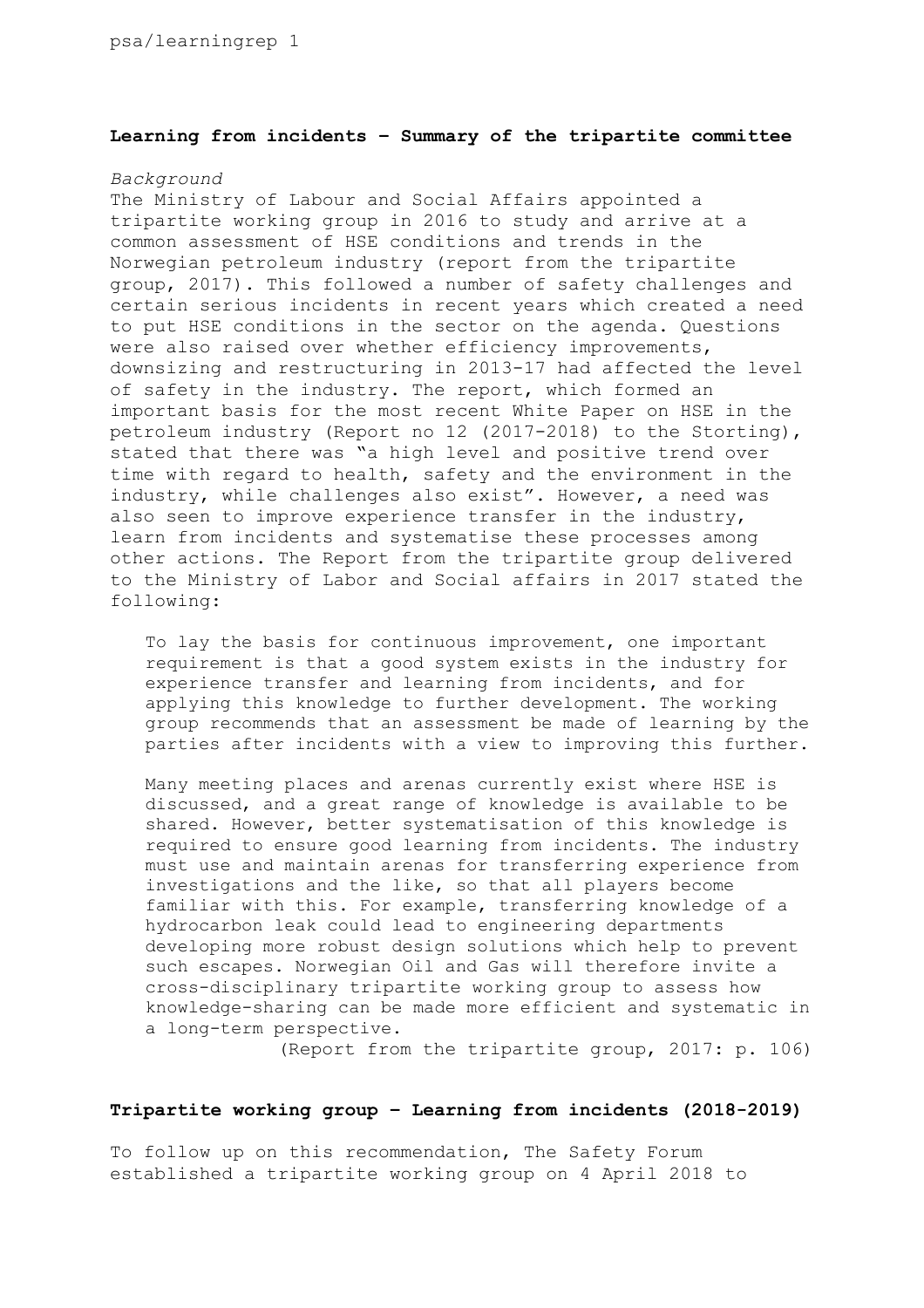## Learning from incidents – Summary of the tripartite committee

*Background*

The Ministry of Labour and Social Affairs appointed a tripartite working group in 2016 to study and arrive at a common assessment of HSE conditions and trends in the Norwegian petroleum industry (report from the tripartite group, 2017). This followed a number of safety challenges and certain serious incidents in recent years which created a need to put HSE conditions in the sector on the agenda. Questions were also raised over whether efficiency improvements, downsizing and restructuring in 2013-17 had affected the level of safety in the industry. The report, which formed an important basis for the most recent White Paper on HSE in the petroleum industry (Report no 12 (2017-2018) to the Storting), stated that there was "a high level and positive trend over time with regard to health, safety and the environment in the industry, while challenges also exist". However, a need was also seen to improve experience transfer in the industry, learn from incidents and systematise these processes among other actions. The Report from the tripartite group delivered to the Ministry of Labor and Social affairs in 2017 stated the following:

> To lay the basis for continuous improvement, one important requirement is that a good system exists in the industry for experience transfer and learning from incidents, and for applying this knowledge to further development. The working group recommends that an assessment be made of learning by the parties after incidents with a view to improving this further.
>
> Many meeting places and arenas currently exist where HSE is discussed, and a great range of knowledge is available to be shared. However, better systematisation of this knowledge is required to ensure good learning from incidents. The industry must use and maintain arenas for transferring experience from investigations and the like, so that all players become familiar with this. For example, transferring knowledge of a hydrocarbon leak could lead to engineering departments developing more robust design solutions which help to prevent such escapes. Norwegian Oil and Gas will therefore invite a cross-disciplinary tripartite working group to assess how knowledge-sharing can be made more efficient and systematic in a long-term perspective.
>
> (Report from the tripartite group, 2017: p. 106)

## Tripartite working group – Learning from incidents (2018-2019)

To follow up on this recommendation, The Safety Forum established a tripartite working group on 4 April 2018 to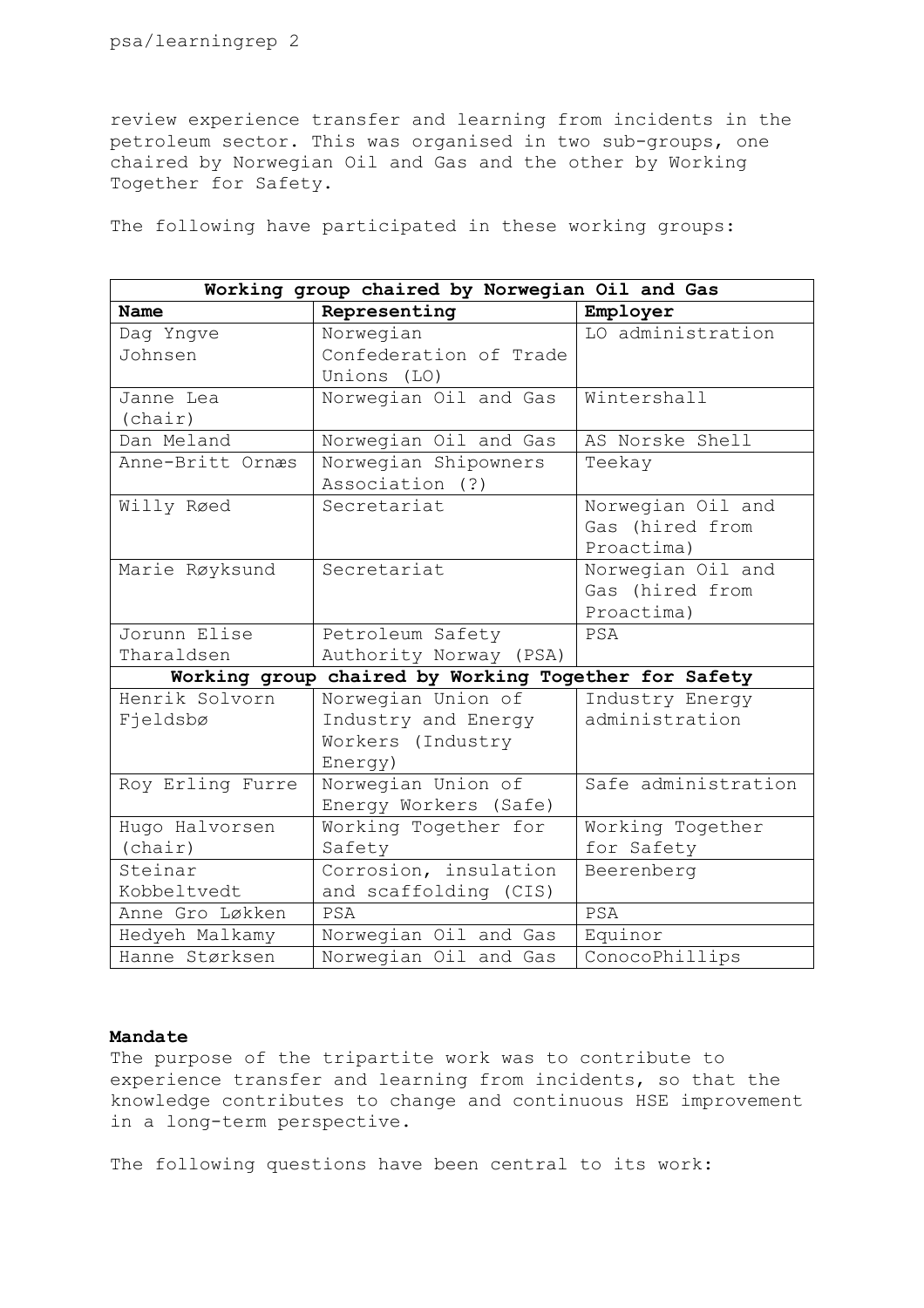review experience transfer and learning from incidents in the petroleum sector. This was organised in two sub-groups, one chaired by Norwegian Oil and Gas and the other by Working Together for Safety.

The following have participated in these working groups:

| Working group chaired by Norwegian Oil and Gas | | |
|---|---|---|
| **Name** | **Representing** | **Employer** |
| Dag Yngve Johnsen | Norwegian Confederation of Trade Unions (LO) | LO administration |
| Janne Lea (chair) | Norwegian Oil and Gas | Wintershall |
| Dan Meland | Norwegian Oil and Gas | AS Norske Shell |
| Anne-Britt Ornæs | Norwegian Shipowners Association (?) | Teekay |
| Willy Røed | Secretariat | Norwegian Oil and Gas (hired from Proactima) |
| Marie Røyksund | Secretariat | Norwegian Oil and Gas (hired from Proactima) |
| Jorunn Elise Tharaldsen | Petroleum Safety Authority Norway (PSA) | PSA |
| **Working group chaired by Working Together for Safety** | | |
| Henrik Solvorn Fjeldsbø | Norwegian Union of Industry and Energy Workers (Industry Energy) | Industry Energy administration |
| Roy Erling Furre | Norwegian Union of Energy Workers (Safe) | Safe administration |
| Hugo Halvorsen (chair) | Working Together for Safety | Working Together for Safety |
| Steinar Kobbeltvedt | Corrosion, insulation and scaffolding (CIS) | Beerenberg |
| Anne Gro Løkken | PSA | PSA |
| Hedyeh Malkamy | Norwegian Oil and Gas | Equinor |
| Hanne Størksen | Norwegian Oil and Gas | ConocoPhillips |

**Mandate**

The purpose of the tripartite work was to contribute to experience transfer and learning from incidents, so that the knowledge contributes to change and continuous HSE improvement in a long-term perspective.

The following questions have been central to its work: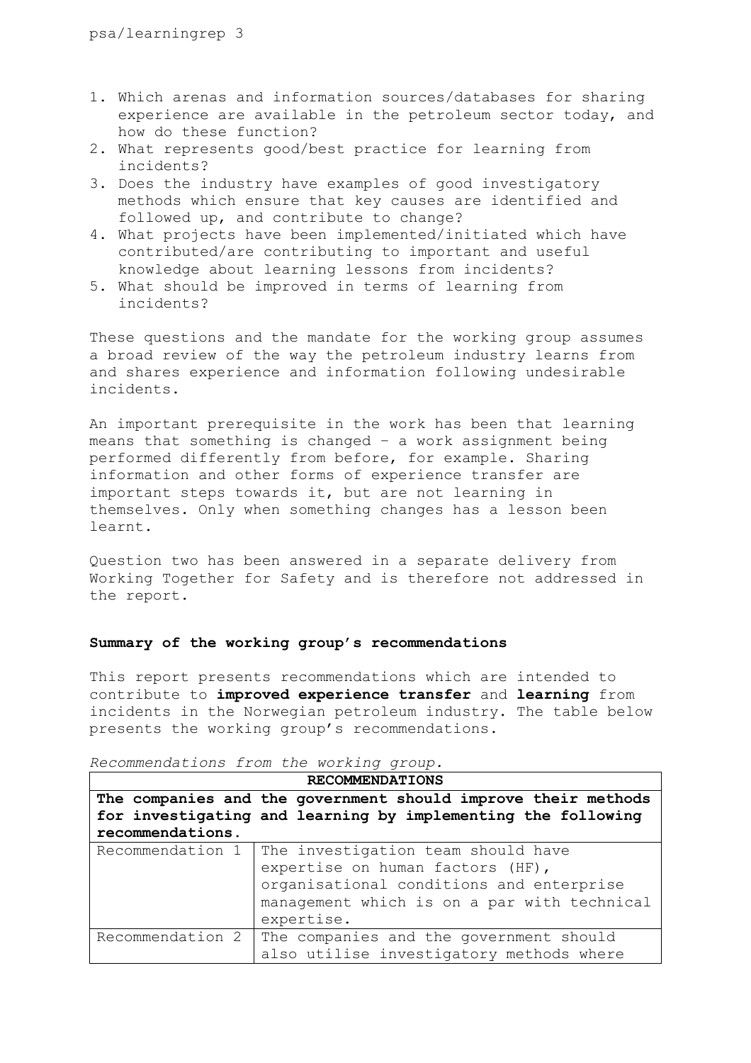1. Which arenas and information sources/databases for sharing experience are available in the petroleum sector today, and how do these function?
2. What represents good/best practice for learning from incidents?
3. Does the industry have examples of good investigatory methods which ensure that key causes are identified and followed up, and contribute to change?
4. What projects have been implemented/initiated which have contributed/are contributing to important and useful knowledge about learning lessons from incidents?
5. What should be improved in terms of learning from incidents?

These questions and the mandate for the working group assumes a broad review of the way the petroleum industry learns from and shares experience and information following undesirable incidents.

An important prerequisite in the work has been that learning means that something is changed – a work assignment being performed differently from before, for example. Sharing information and other forms of experience transfer are important steps towards it, but are not learning in themselves. Only when something changes has a lesson been learnt.

Question two has been answered in a separate delivery from Working Together for Safety and is therefore not addressed in the report.

### Summary of the working group's recommendations

This report presents recommendations which are intended to contribute to **improved experience transfer** and **learning** from incidents in the Norwegian petroleum industry. The table below presents the working group's recommendations.

*Recommendations from the working group.*

| **RECOMMENDATIONS** | |
|---|---|
| **The companies and the government should improve their methods for investigating and learning by implementing the following recommendations.** | |
| Recommendation 1 | The investigation team should have expertise on human factors (HF), organisational conditions and enterprise management which is on a par with technical expertise. |
| Recommendation 2 | The companies and the government should also utilise investigatory methods where |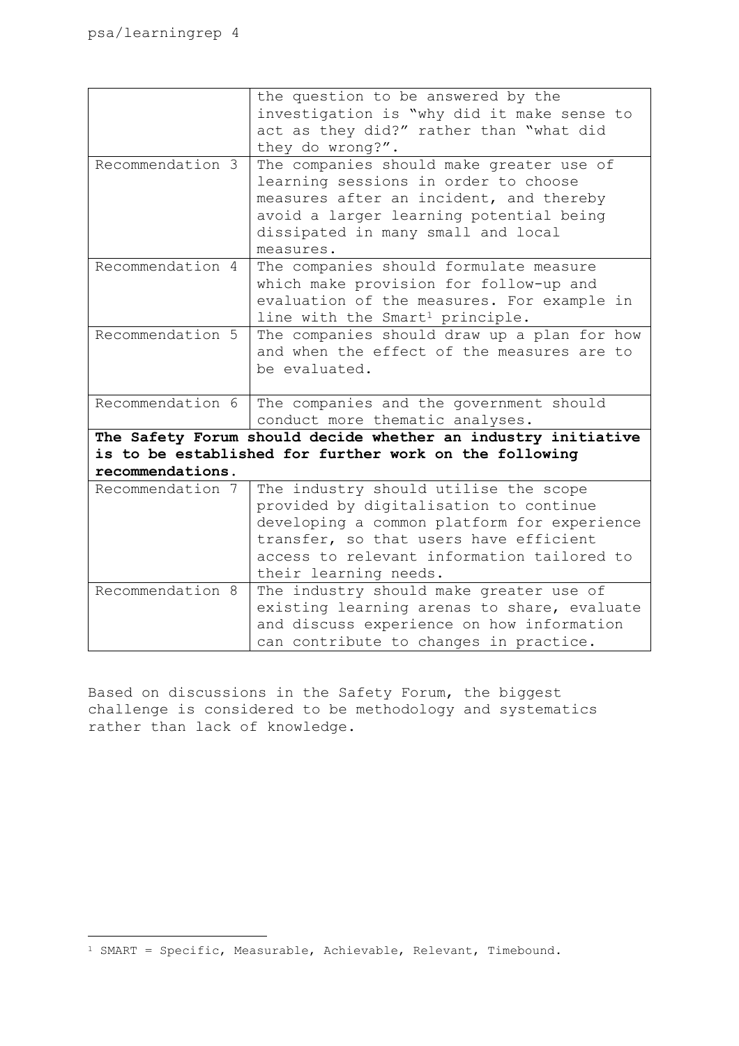| | |
|---|---|
| | the question to be answered by the investigation is "why did it make sense to act as they did?" rather than "what did they do wrong?". |
| Recommendation 3 | The companies should make greater use of learning sessions in order to choose measures after an incident, and thereby avoid a larger learning potential being dissipated in many small and local measures. |
| Recommendation 4 | The companies should formulate measure which make provision for follow-up and evaluation of the measures. For example in line with the Smart[1] principle. |
| Recommendation 5 | The companies should draw up a plan for how and when the effect of the measures are to be evaluated. |
| Recommendation 6 | The companies and the government should conduct more thematic analyses. |
| **The Safety Forum should decide whether an industry initiative is to be established for further work on the following recommendations.** | |
| Recommendation 7 | The industry should utilise the scope provided by digitalisation to continue developing a common platform for experience transfer, so that users have efficient access to relevant information tailored to their learning needs. |
| Recommendation 8 | The industry should make greater use of existing learning arenas to share, evaluate and discuss experience on how information can contribute to changes in practice. |

Based on discussions in the Safety Forum, the biggest challenge is considered to be methodology and systematics rather than lack of knowledge.

[1] SMART = Specific, Measurable, Achievable, Relevant, Timebound.